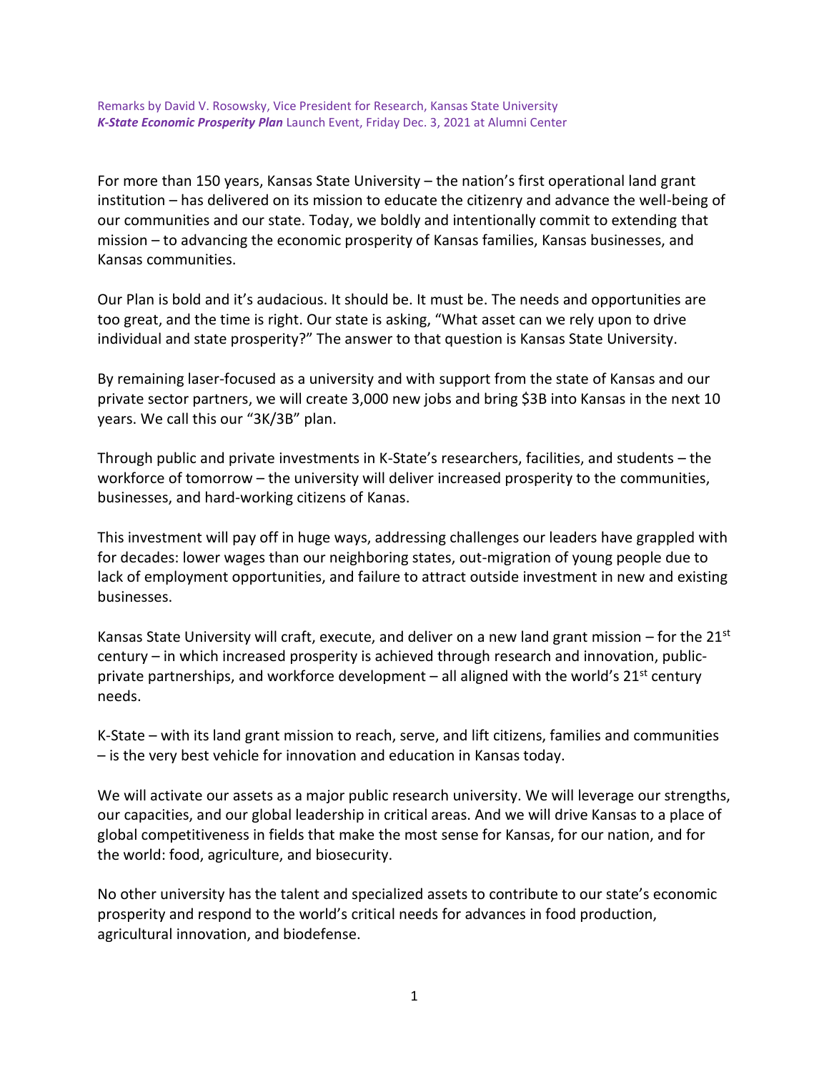Remarks by David V. Rosowsky, Vice President for Research, Kansas State University
***K-State Economic Prosperity Plan*** Launch Event, Friday Dec. 3, 2021 at Alumni Center

For more than 150 years, Kansas State University – the nation's first operational land grant institution – has delivered on its mission to educate the citizenry and advance the well-being of our communities and our state. Today, we boldly and intentionally commit to extending that mission – to advancing the economic prosperity of Kansas families, Kansas businesses, and Kansas communities.

Our Plan is bold and it's audacious. It should be. It must be. The needs and opportunities are too great, and the time is right. Our state is asking, "What asset can we rely upon to drive individual and state prosperity?" The answer to that question is Kansas State University.

By remaining laser-focused as a university and with support from the state of Kansas and our private sector partners, we will create 3,000 new jobs and bring $3B into Kansas in the next 10 years. We call this our "3K/3B" plan.

Through public and private investments in K-State's researchers, facilities, and students – the workforce of tomorrow – the university will deliver increased prosperity to the communities, businesses, and hard-working citizens of Kanas.

This investment will pay off in huge ways, addressing challenges our leaders have grappled with for decades: lower wages than our neighboring states, out-migration of young people due to lack of employment opportunities, and failure to attract outside investment in new and existing businesses.

Kansas State University will craft, execute, and deliver on a new land grant mission – for the 21st century – in which increased prosperity is achieved through research and innovation, public-private partnerships, and workforce development – all aligned with the world's 21st century needs.

K-State – with its land grant mission to reach, serve, and lift citizens, families and communities – is the very best vehicle for innovation and education in Kansas today.

We will activate our assets as a major public research university. We will leverage our strengths, our capacities, and our global leadership in critical areas. And we will drive Kansas to a place of global competitiveness in fields that make the most sense for Kansas, for our nation, and for the world: food, agriculture, and biosecurity.

No other university has the talent and specialized assets to contribute to our state's economic prosperity and respond to the world's critical needs for advances in food production, agricultural innovation, and biodefense.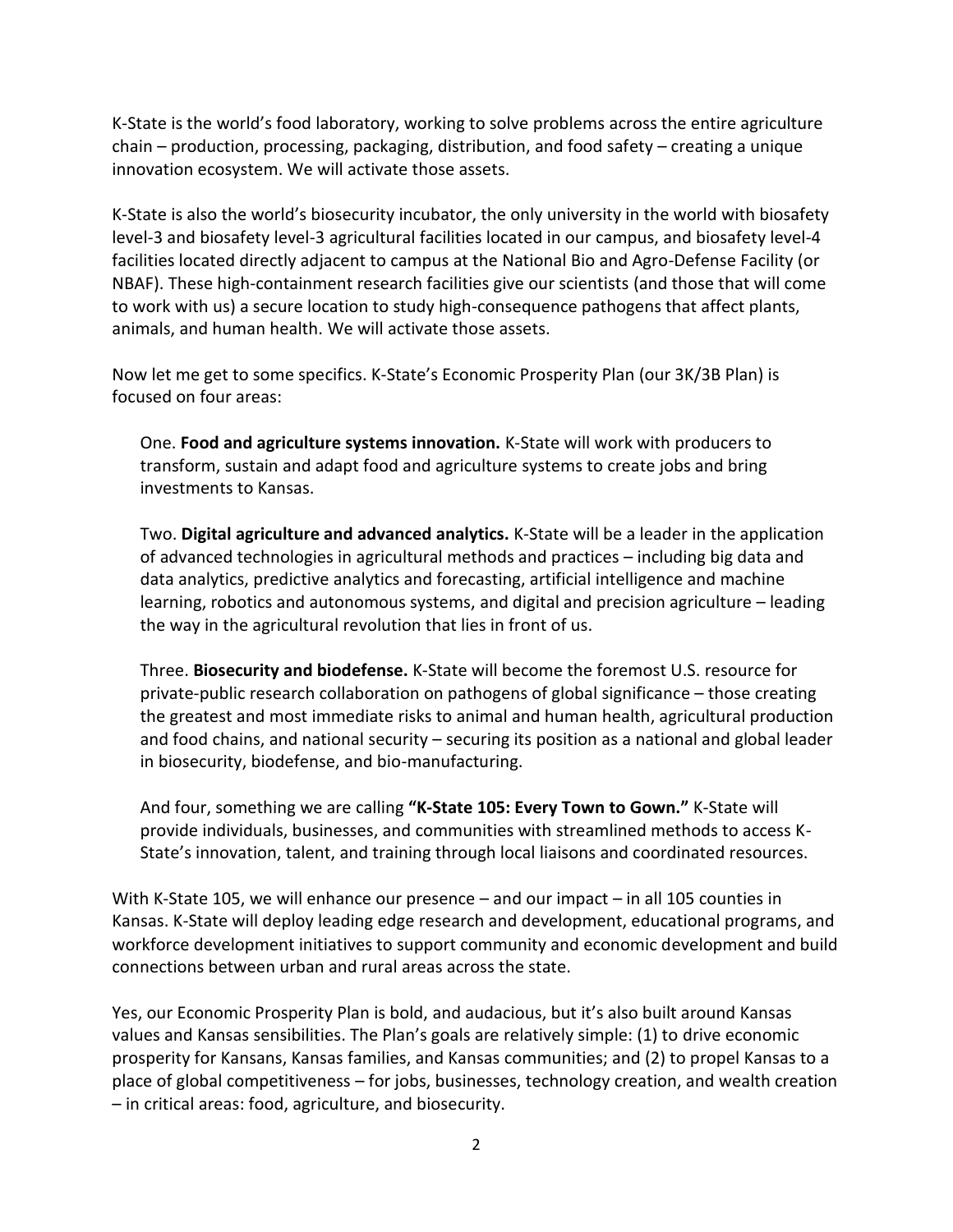K-State is the world's food laboratory, working to solve problems across the entire agriculture chain – production, processing, packaging, distribution, and food safety – creating a unique innovation ecosystem. We will activate those assets.

K-State is also the world's biosecurity incubator, the only university in the world with biosafety level-3 and biosafety level-3 agricultural facilities located in our campus, and biosafety level-4 facilities located directly adjacent to campus at the National Bio and Agro-Defense Facility (or NBAF). These high-containment research facilities give our scientists (and those that will come to work with us) a secure location to study high-consequence pathogens that affect plants, animals, and human health. We will activate those assets.

Now let me get to some specifics. K-State's Economic Prosperity Plan (our 3K/3B Plan) is focused on four areas:

> One. **Food and agriculture systems innovation.** K-State will work with producers to transform, sustain and adapt food and agriculture systems to create jobs and bring investments to Kansas.
>
> Two. **Digital agriculture and advanced analytics.** K-State will be a leader in the application of advanced technologies in agricultural methods and practices – including big data and data analytics, predictive analytics and forecasting, artificial intelligence and machine learning, robotics and autonomous systems, and digital and precision agriculture – leading the way in the agricultural revolution that lies in front of us.
>
> Three. **Biosecurity and biodefense.** K-State will become the foremost U.S. resource for private-public research collaboration on pathogens of global significance – those creating the greatest and most immediate risks to animal and human health, agricultural production and food chains, and national security – securing its position as a national and global leader in biosecurity, biodefense, and bio-manufacturing.
>
> And four, something we are calling **"K-State 105: Every Town to Gown."** K-State will provide individuals, businesses, and communities with streamlined methods to access K-State's innovation, talent, and training through local liaisons and coordinated resources.

With K-State 105, we will enhance our presence – and our impact – in all 105 counties in Kansas. K-State will deploy leading edge research and development, educational programs, and workforce development initiatives to support community and economic development and build connections between urban and rural areas across the state.

Yes, our Economic Prosperity Plan is bold, and audacious, but it's also built around Kansas values and Kansas sensibilities. The Plan's goals are relatively simple: (1) to drive economic prosperity for Kansans, Kansas families, and Kansas communities; and (2) to propel Kansas to a place of global competitiveness – for jobs, businesses, technology creation, and wealth creation – in critical areas: food, agriculture, and biosecurity.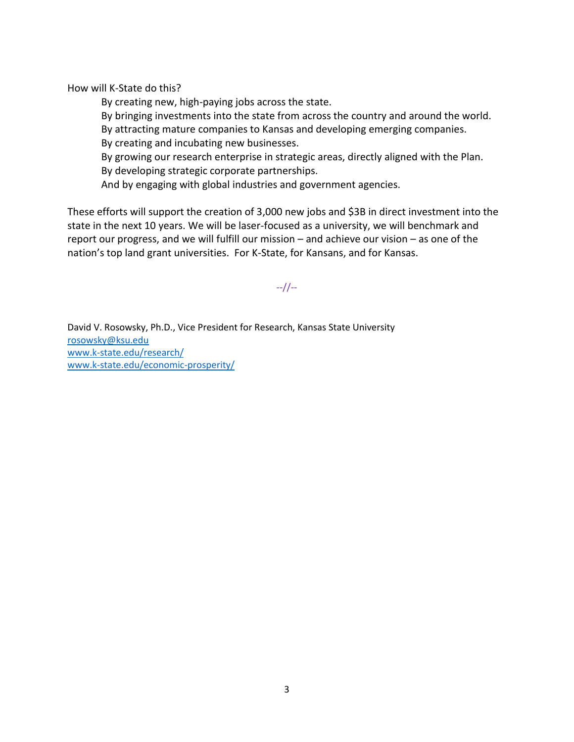How will K-State do this?

By creating new, high-paying jobs across the state.
By bringing investments into the state from across the country and around the world.
By attracting mature companies to Kansas and developing emerging companies.
By creating and incubating new businesses.
By growing our research enterprise in strategic areas, directly aligned with the Plan.
By developing strategic corporate partnerships.
And by engaging with global industries and government agencies.

These efforts will support the creation of 3,000 new jobs and $3B in direct investment into the state in the next 10 years. We will be laser-focused as a university, we will benchmark and report our progress, and we will fulfill our mission – and achieve our vision – as one of the nation's top land grant universities. For K-State, for Kansans, and for Kansas.

--//--

David V. Rosowsky, Ph.D., Vice President for Research, Kansas State University
rosowsky@ksu.edu
www.k-state.edu/research/
www.k-state.edu/economic-prosperity/